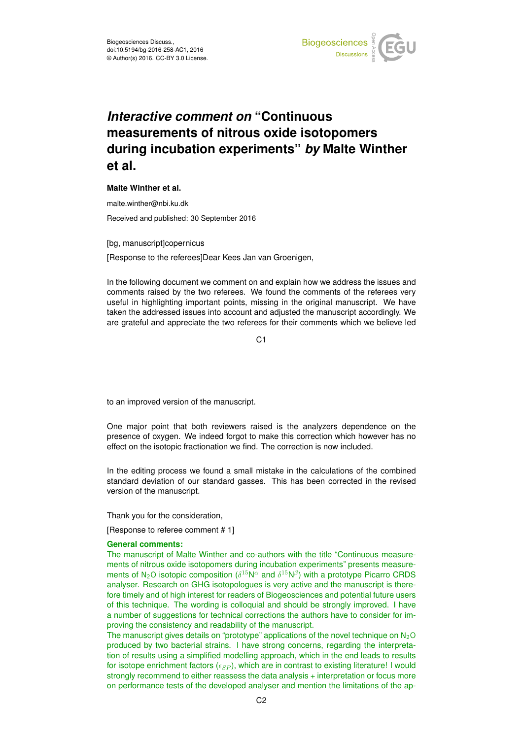# *Interactive comment on* "Continuous measurements of nitrous oxide isotopomers during incubation experiments" *by* Malte Winther et al.

**Malte Winther et al.**

malte.winther@nbi.ku.dk

Received and published: 30 September 2016

[bg, manuscript]copernicus

[Response to the referees]Dear Kees Jan van Groenigen,

In the following document we comment on and explain how we address the issues and comments raised by the two referees. We found the comments of the referees very useful in highlighting important points, missing in the original manuscript. We have taken the addressed issues into account and adjusted the manuscript accordingly. We are grateful and appreciate the two referees for their comments which we believe led to an improved version of the manuscript.

One major point that both reviewers raised is the analyzers dependence on the presence of oxygen. We indeed forgot to make this correction which however has no effect on the isotopic fractionation we find. The correction is now included.

In the editing process we found a small mistake in the calculations of the combined standard deviation of our standard gasses. This has been corrected in the revised version of the manuscript.

Thank you for the consideration,

[Response to referee comment # 1]

**General comments:**

The manuscript of Malte Winther and co-authors with the title "Continuous measurements of nitrous oxide isotopomers during incubation experiments" presents measurements of $N_2O$ isotopic composition ($\delta^{15}N^{\alpha}$ and $\delta^{15}N^{\beta}$) with a prototype Picarro CRDS analyser. Research on GHG isotopologues is very active and the manuscript is therefore timely and of high interest for readers of Biogeosciences and potential future users of this technique. The wording is colloquial and should be strongly improved. I have a number of suggestions for technical corrections the authors have to consider for improving the consistency and readability of the manuscript.

The manuscript gives details on "prototype" applications of the novel technique on $N_2O$ produced by two bacterial strains. I have strong concerns, regarding the interpretation of results using a simplified modelling approach, which in the end leads to results for isotope enrichment factors ($\epsilon_{SP}$), which are in contrast to existing literature! I would strongly recommend to either reassess the data analysis + interpretation or focus more on performance tests of the developed analyser and mention the limitations of the ap-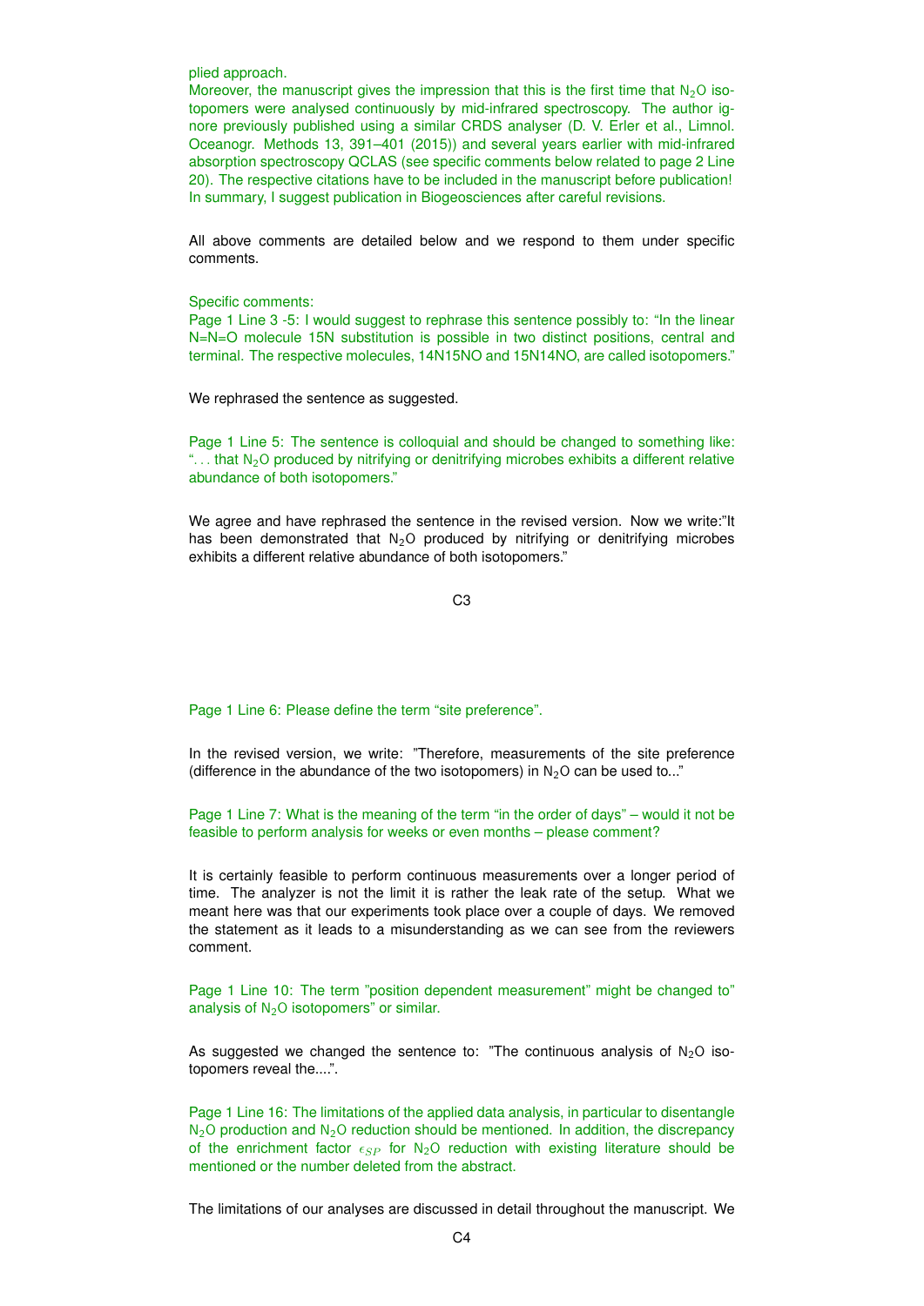plied approach.

Moreover, the manuscript gives the impression that this is the first time that $N_2O$ isotopomers were analysed continuously by mid-infrared spectroscopy. The author ignore previously published using a similar CRDS analyser (D. V. Erler et al., Limnol. Oceanogr. Methods 13, 391–401 (2015)) and several years earlier with mid-infrared absorption spectroscopy QCLAS (see specific comments below related to page 2 Line 20). The respective citations have to be included in the manuscript before publication! In summary, I suggest publication in Biogeosciences after careful revisions.

All above comments are detailed below and we respond to them under specific comments.

Specific comments:

Page 1 Line 3 -5: I would suggest to rephrase this sentence possibly to: "In the linear N=N=O molecule 15N substitution is possible in two distinct positions, central and terminal. The respective molecules, 14N15NO and 15N14NO, are called isotopomers."

We rephrased the sentence as suggested.

Page 1 Line 5: The sentence is colloquial and should be changed to something like: ". . . that $N_2O$ produced by nitrifying or denitrifying microbes exhibits a different relative abundance of both isotopomers."

We agree and have rephrased the sentence in the revised version. Now we write:"It has been demonstrated that $N_2O$ produced by nitrifying or denitrifying microbes exhibits a different relative abundance of both isotopomers."

Page 1 Line 6: Please define the term "site preference".

In the revised version, we write: "Therefore, measurements of the site preference (difference in the abundance of the two isotopomers) in $N_2O$ can be used to..."

Page 1 Line 7: What is the meaning of the term "in the order of days" – would it not be feasible to perform analysis for weeks or even months – please comment?

It is certainly feasible to perform continuous measurements over a longer period of time. The analyzer is not the limit it is rather the leak rate of the setup. What we meant here was that our experiments took place over a couple of days. We removed the statement as it leads to a misunderstanding as we can see from the reviewers comment.

Page 1 Line 10: The term "position dependent measurement" might be changed to" analysis of $N_2O$ isotopomers" or similar.

As suggested we changed the sentence to: "The continuous analysis of $N_2O$ isotopomers reveal the....".

Page 1 Line 16: The limitations of the applied data analysis, in particular to disentangle $N_2O$ production and $N_2O$ reduction should be mentioned. In addition, the discrepancy of the enrichment factor $\epsilon_{SP}$ for $N_2O$ reduction with existing literature should be mentioned or the number deleted from the abstract.

The limitations of our analyses are discussed in detail throughout the manuscript. We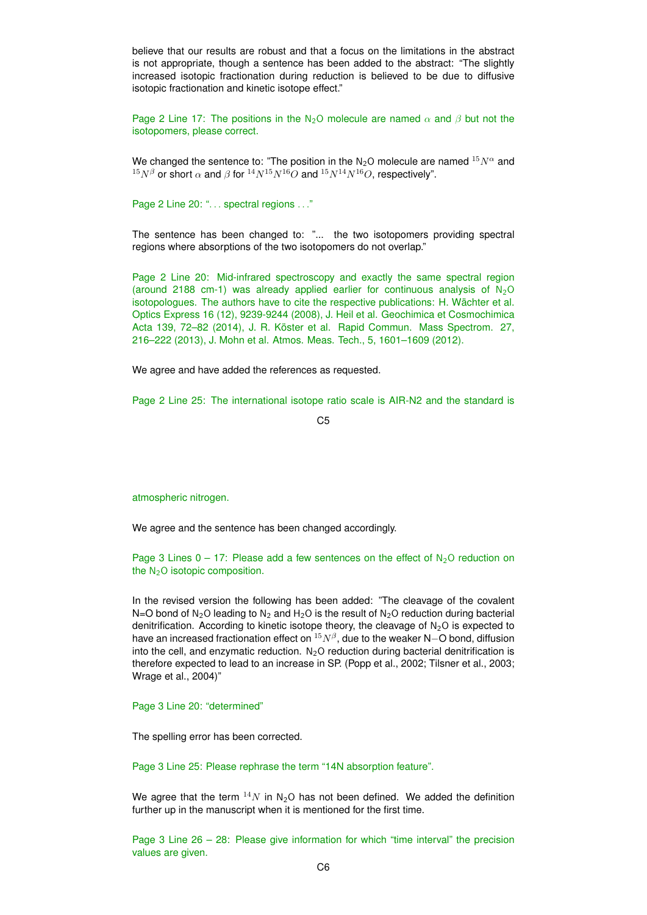believe that our results are robust and that a focus on the limitations in the abstract is not appropriate, though a sentence has been added to the abstract: "The slightly increased isotopic fractionation during reduction is believed to be due to diffusive isotopic fractionation and kinetic isotope effect."

Page 2 Line 17: The positions in the $N_2O$ molecule are named $\alpha$ and $\beta$ but not the isotopomers, please correct.

We changed the sentence to: "The position in the $N_2O$ molecule are named $^{15}N^{\alpha}$ and $^{15}N^{\beta}$ or short $\alpha$ and $\beta$ for $^{14}N^{15}N^{16}O$ and $^{15}N^{14}N^{16}O$, respectively".

Page 2 Line 20: ". . . spectral regions . . ."

The sentence has been changed to: "... the two isotopomers providing spectral regions where absorptions of the two isotopomers do not overlap."

Page 2 Line 20: Mid-infrared spectroscopy and exactly the same spectral region (around 2188 cm-1) was already applied earlier for continuous analysis of $N_2O$ isotopologues. The authors have to cite the respective publications: H. Wächter et al. Optics Express 16 (12), 9239-9244 (2008), J. Heil et al. Geochimica et Cosmochimica Acta 139, 72–82 (2014), J. R. Köster et al. Rapid Commun. Mass Spectrom. 27, 216–222 (2013), J. Mohn et al. Atmos. Meas. Tech., 5, 1601–1609 (2012).

We agree and have added the references as requested.

Page 2 Line 25: The international isotope ratio scale is AIR-N2 and the standard is atmospheric nitrogen.

We agree and the sentence has been changed accordingly.

Page 3 Lines 0 – 17: Please add a few sentences on the effect of $N_2O$ reduction on the $N_2O$ isotopic composition.

In the revised version the following has been added: "The cleavage of the covalent N=O bond of $N_2O$ leading to $N_2$ and $H_2O$ is the result of $N_2O$ reduction during bacterial denitrification. According to kinetic isotope theory, the cleavage of $N_2O$ is expected to have an increased fractionation effect on $^{15}N^{\beta}$, due to the weaker N−O bond, diffusion into the cell, and enzymatic reduction. $N_2O$ reduction during bacterial denitrification is therefore expected to lead to an increase in SP. (Popp et al., 2002; Tilsner et al., 2003; Wrage et al., 2004)"

Page 3 Line 20: "determined"

The spelling error has been corrected.

Page 3 Line 25: Please rephrase the term "14N absorption feature".

We agree that the term $^{14}N$ in $N_2O$ has not been defined. We added the definition further up in the manuscript when it is mentioned for the first time.

Page 3 Line 26 – 28: Please give information for which "time interval" the precision values are given.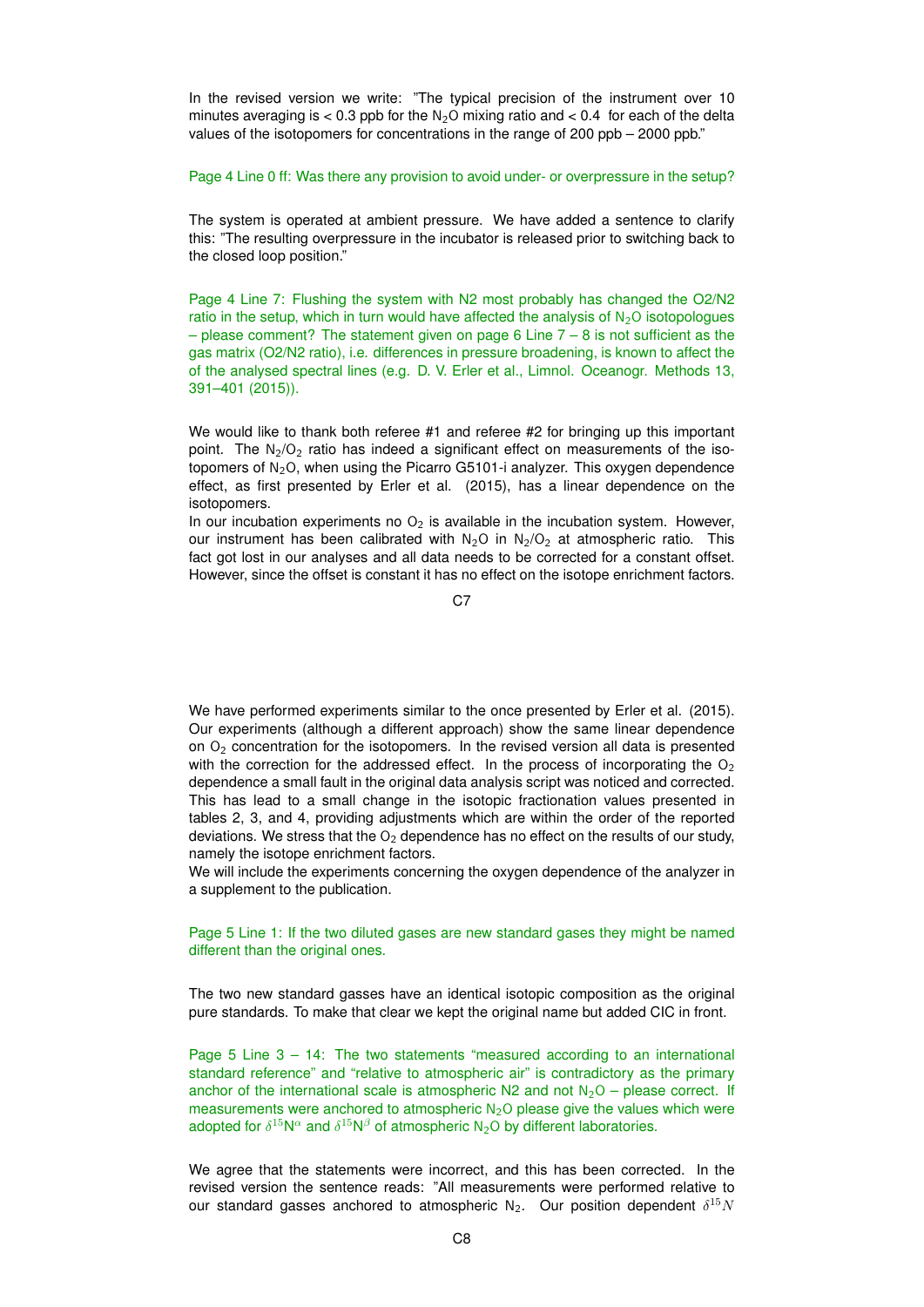In the revised version we write: "The typical precision of the instrument over 10 minutes averaging is < 0.3 ppb for the $N_2O$ mixing ratio and < 0.4 for each of the delta values of the isotopomers for concentrations in the range of 200 ppb – 2000 ppb."

Page 4 Line 0 ff: Was there any provision to avoid under- or overpressure in the setup?

The system is operated at ambient pressure. We have added a sentence to clarify this: "The resulting overpressure in the incubator is released prior to switching back to the closed loop position."

Page 4 Line 7: Flushing the system with N2 most probably has changed the O2/N2 ratio in the setup, which in turn would have affected the analysis of $N_2O$ isotopologues – please comment? The statement given on page 6 Line 7 – 8 is not sufficient as the gas matrix (O2/N2 ratio), i.e. differences in pressure broadening, is known to affect the of the analysed spectral lines (e.g. D. V. Erler et al., Limnol. Oceanogr. Methods 13, 391–401 (2015)).

We would like to thank both referee #1 and referee #2 for bringing up this important point. The $N_2/O_2$ ratio has indeed a significant effect on measurements of the isotopomers of $N_2O$, when using the Picarro G5101-i analyzer. This oxygen dependence effect, as first presented by Erler et al. (2015), has a linear dependence on the isotopomers.

In our incubation experiments no $O_2$ is available in the incubation system. However, our instrument has been calibrated with $N_2O$ in $N_2/O_2$ at atmospheric ratio. This fact got lost in our analyses and all data needs to be corrected for a constant offset. However, since the offset is constant it has no effect on the isotope enrichment factors.

We have performed experiments similar to the once presented by Erler et al. (2015). Our experiments (although a different approach) show the same linear dependence on $O_2$ concentration for the isotopomers. In the revised version all data is presented with the correction for the addressed effect. In the process of incorporating the $O_2$ dependence a small fault in the original data analysis script was noticed and corrected. This has lead to a small change in the isotopic fractionation values presented in tables 2, 3, and 4, providing adjustments which are within the order of the reported deviations. We stress that the $O_2$ dependence has no effect on the results of our study, namely the isotope enrichment factors.

We will include the experiments concerning the oxygen dependence of the analyzer in a supplement to the publication.

Page 5 Line 1: If the two diluted gases are new standard gases they might be named different than the original ones.

The two new standard gasses have an identical isotopic composition as the original pure standards. To make that clear we kept the original name but added CIC in front.

Page 5 Line 3 – 14: The two statements "measured according to an international standard reference" and "relative to atmospheric air" is contradictory as the primary anchor of the international scale is atmospheric N2 and not $N_2O$ – please correct. If measurements were anchored to atmospheric $N_2O$ please give the values which were adopted for $\delta^{15}N^{\alpha}$ and $\delta^{15}N^{\beta}$ of atmospheric $N_2O$ by different laboratories.

We agree that the statements were incorrect, and this has been corrected. In the revised version the sentence reads: "All measurements were performed relative to our standard gasses anchored to atmospheric $N_2$. Our position dependent $\delta^{15}N$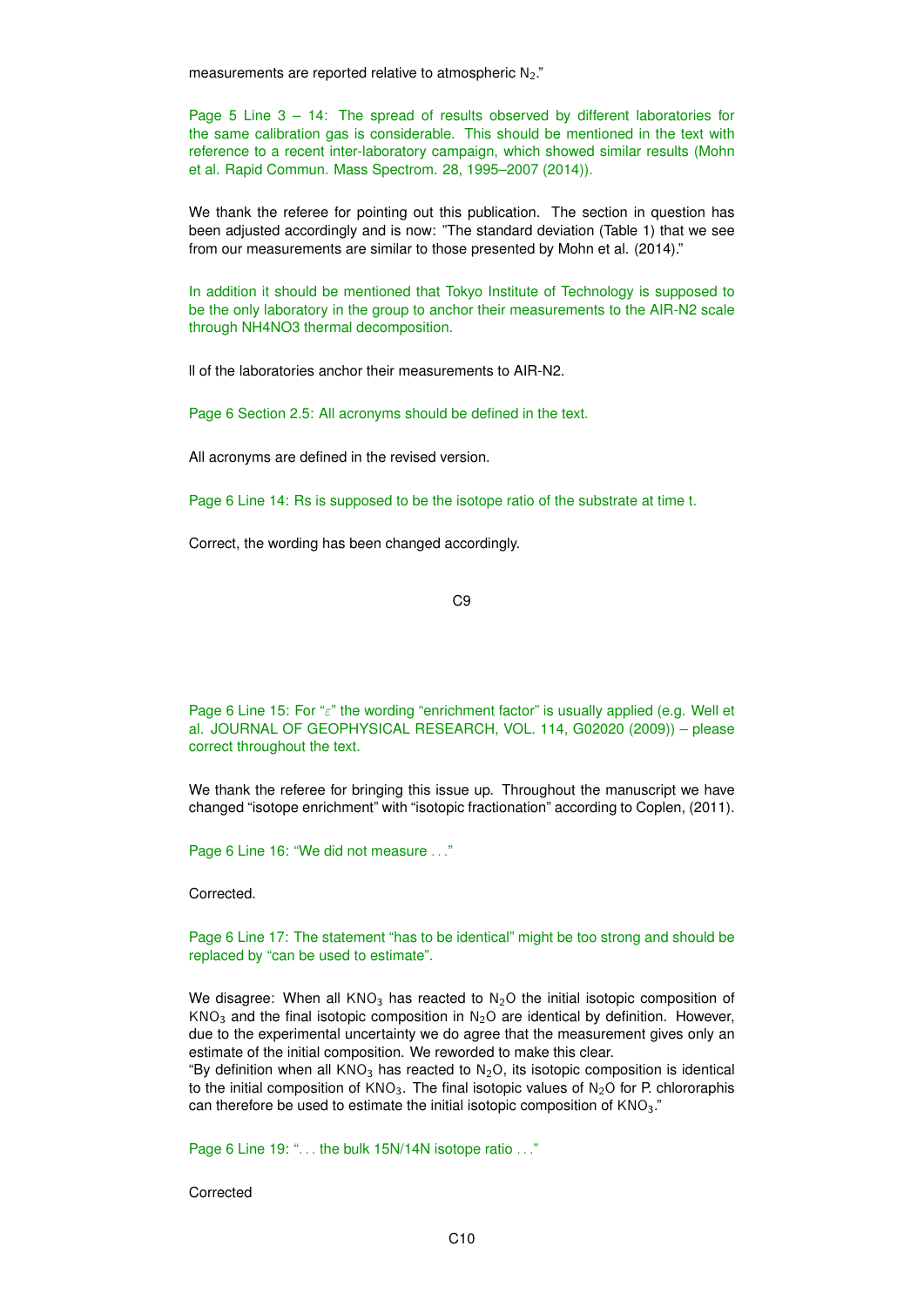measurements are reported relative to atmospheric $N_2$."

Page 5 Line 3 – 14: The spread of results observed by different laboratories for the same calibration gas is considerable. This should be mentioned in the text with reference to a recent inter-laboratory campaign, which showed similar results (Mohn et al. Rapid Commun. Mass Spectrom. 28, 1995–2007 (2014)).

We thank the referee for pointing out this publication. The section in question has been adjusted accordingly and is now: "The standard deviation (Table 1) that we see from our measurements are similar to those presented by Mohn et al. (2014)."

In addition it should be mentioned that Tokyo Institute of Technology is supposed to be the only laboratory in the group to anchor their measurements to the AIR-N2 scale through NH4NO3 thermal decomposition.

ll of the laboratories anchor their measurements to AIR-N2.

Page 6 Section 2.5: All acronyms should be defined in the text.

All acronyms are defined in the revised version.

Page 6 Line 14: Rs is supposed to be the isotope ratio of the substrate at time t.

Correct, the wording has been changed accordingly.

Page 6 Line 15: For "$\varepsilon$" the wording "enrichment factor" is usually applied (e.g. Well et al. JOURNAL OF GEOPHYSICAL RESEARCH, VOL. 114, G02020 (2009)) – please correct throughout the text.

We thank the referee for bringing this issue up. Throughout the manuscript we have changed "isotope enrichment" with "isotopic fractionation" according to Coplen, (2011).

Page 6 Line 16: "We did not measure . . ."

Corrected.

Page 6 Line 17: The statement "has to be identical" might be too strong and should be replaced by "can be used to estimate".

We disagree: When all $KNO_3$ has reacted to $N_2O$ the initial isotopic composition of $KNO_3$ and the final isotopic composition in $N_2O$ are identical by definition. However, due to the experimental uncertainty we do agree that the measurement gives only an estimate of the initial composition. We reworded to make this clear.
"By definition when all $KNO_3$ has reacted to $N_2O$, its isotopic composition is identical to the initial composition of $KNO_3$. The final isotopic values of $N_2O$ for P. chlororaphis can therefore be used to estimate the initial isotopic composition of $KNO_3$."

Page 6 Line 19: ". . . the bulk 15N/14N isotope ratio . . ."

Corrected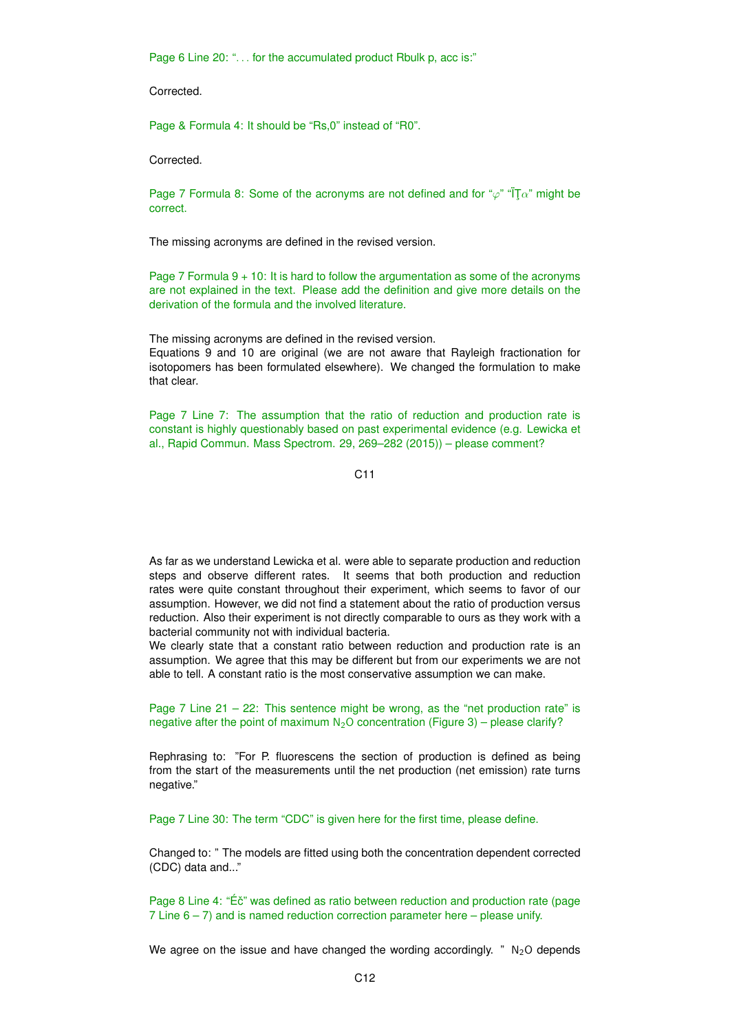Page 6 Line 20: "... for the accumulated product Rbulk p, acc is:"

Corrected.

Page & Formula 4: It should be "Rs,0" instead of "R0".

Corrected.

Page 7 Formula 8: Some of the acronyms are not defined and for "$\varphi$" "ÏŢ$\alpha$" might be correct.

The missing acronyms are defined in the revised version.

Page 7 Formula 9 + 10: It is hard to follow the argumentation as some of the acronyms are not explained in the text. Please add the definition and give more details on the derivation of the formula and the involved literature.

The missing acronyms are defined in the revised version.
Equations 9 and 10 are original (we are not aware that Rayleigh fractionation for isotopomers has been formulated elsewhere). We changed the formulation to make that clear.

Page 7 Line 7: The assumption that the ratio of reduction and production rate is constant is highly questionably based on past experimental evidence (e.g. Lewicka et al., Rapid Commun. Mass Spectrom. 29, 269–282 (2015)) – please comment?

As far as we understand Lewicka et al. were able to separate production and reduction steps and observe different rates. It seems that both production and reduction rates were quite constant throughout their experiment, which seems to favor of our assumption. However, we did not find a statement about the ratio of production versus reduction. Also their experiment is not directly comparable to ours as they work with a bacterial community not with individual bacteria.
We clearly state that a constant ratio between reduction and production rate is an assumption. We agree that this may be different but from our experiments we are not able to tell. A constant ratio is the most conservative assumption we can make.

Page 7 Line 21 – 22: This sentence might be wrong, as the "net production rate" is negative after the point of maximum $N_2O$ concentration (Figure 3) – please clarify?

Rephrasing to: "For P. fluorescens the section of production is defined as being from the start of the measurements until the net production (net emission) rate turns negative."

Page 7 Line 30: The term "CDC" is given here for the first time, please define.

Changed to: " The models are fitted using both the concentration dependent corrected (CDC) data and..."

Page 8 Line 4: "Éč" was defined as ratio between reduction and production rate (page 7 Line 6 – 7) and is named reduction correction parameter here – please unify.

We agree on the issue and have changed the wording accordingly. " $N_2O$ depends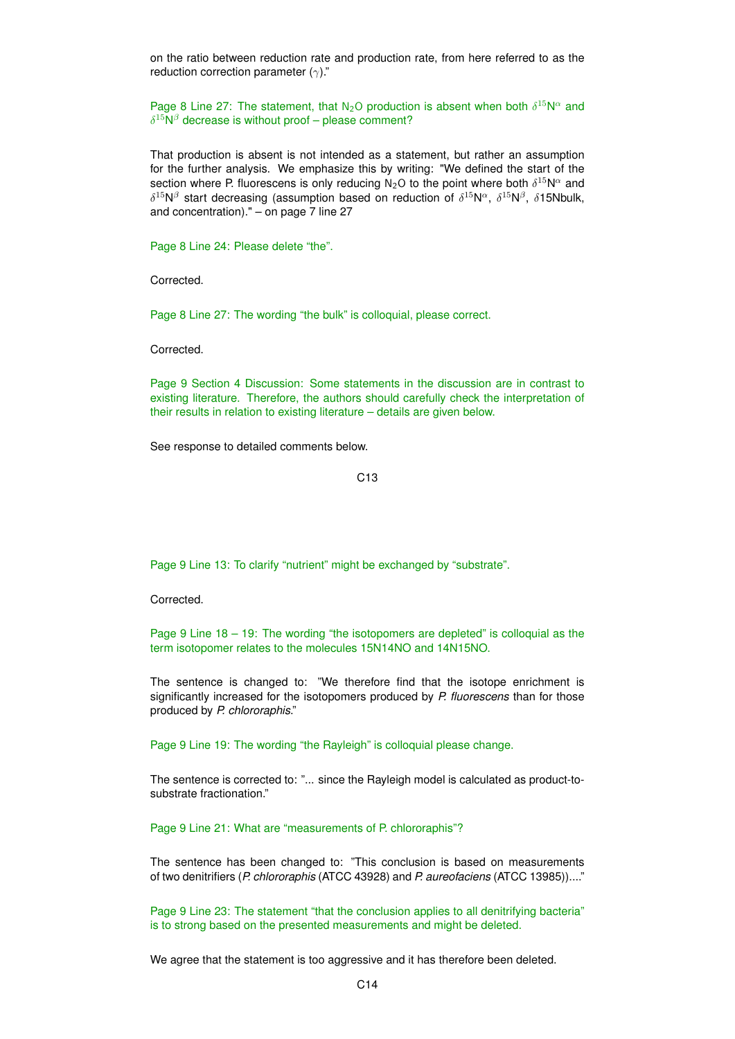on the ratio between reduction rate and production rate, from here referred to as the reduction correction parameter ($\gamma$)."

Page 8 Line 27: The statement, that $N_2O$ production is absent when both $\delta^{15}N^{\alpha}$ and $\delta^{15}N^{\beta}$ decrease is without proof – please comment?

That production is absent is not intended as a statement, but rather an assumption for the further analysis. We emphasize this by writing: "We defined the start of the section where P. fluorescens is only reducing $N_2O$ to the point where both $\delta^{15}N^{\alpha}$ and $\delta^{15}N^{\beta}$ start decreasing (assumption based on reduction of $\delta^{15}N^{\alpha}$, $\delta^{15}N^{\beta}$, $\delta$15Nbulk, and concentration)." – on page 7 line 27

Page 8 Line 24: Please delete "the".

Corrected.

Page 8 Line 27: The wording "the bulk" is colloquial, please correct.

Corrected.

Page 9 Section 4 Discussion: Some statements in the discussion are in contrast to existing literature. Therefore, the authors should carefully check the interpretation of their results in relation to existing literature – details are given below.

See response to detailed comments below.

Page 9 Line 13: To clarify "nutrient" might be exchanged by "substrate".

Corrected.

Page 9 Line 18 – 19: The wording "the isotopomers are depleted" is colloquial as the term isotopomer relates to the molecules 15N14NO and 14N15NO.

The sentence is changed to: "We therefore find that the isotope enrichment is significantly increased for the isotopomers produced by *P. fluorescens* than for those produced by *P. chlororaphis*."

Page 9 Line 19: The wording "the Rayleigh" is colloquial please change.

The sentence is corrected to: "... since the Rayleigh model is calculated as product-to-substrate fractionation."

Page 9 Line 21: What are "measurements of P. chlororaphis"?

The sentence has been changed to: "This conclusion is based on measurements of two denitrifiers (*P. chlororaphis* (ATCC 43928) and *P. aureofaciens* (ATCC 13985))...."

Page 9 Line 23: The statement "that the conclusion applies to all denitrifying bacteria" is to strong based on the presented measurements and might be deleted.

We agree that the statement is too aggressive and it has therefore been deleted.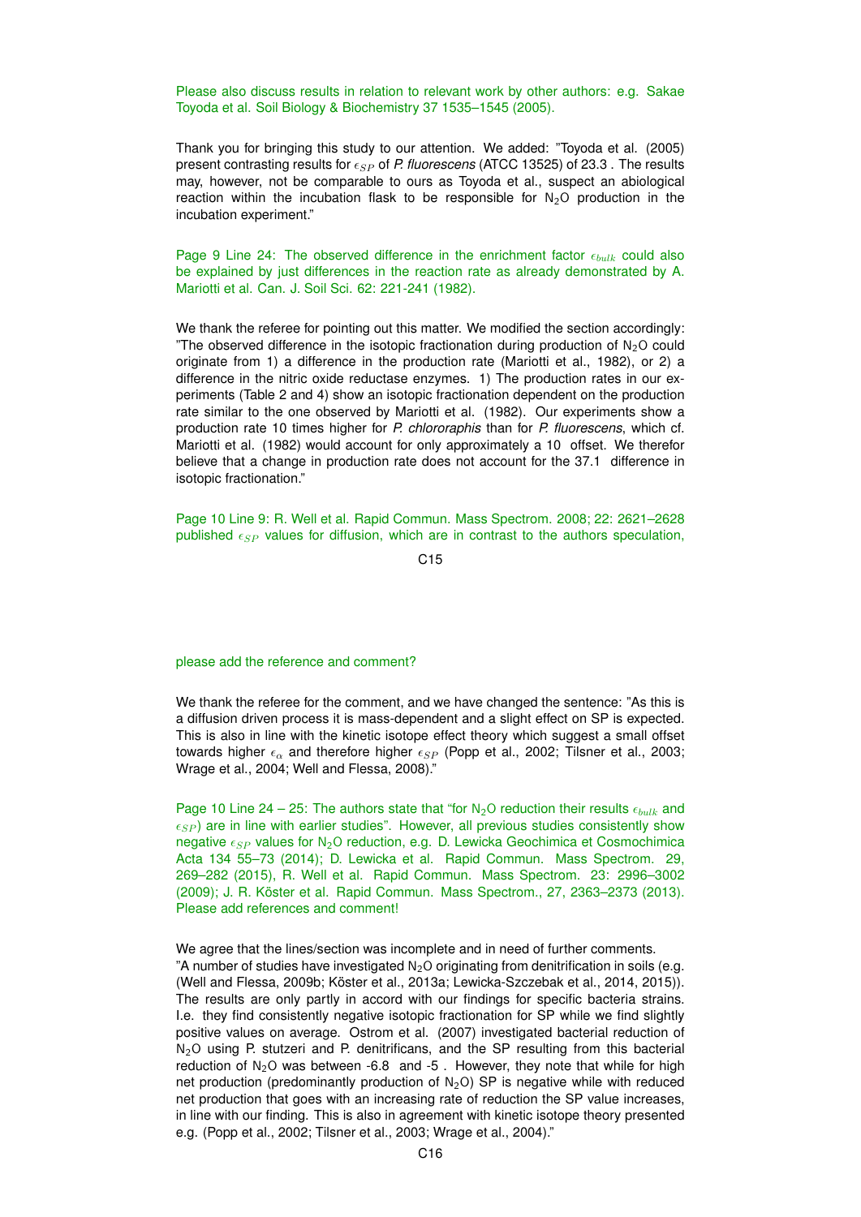Please also discuss results in relation to relevant work by other authors: e.g. Sakae Toyoda et al. Soil Biology & Biochemistry 37 1535–1545 (2005).

Thank you for bringing this study to our attention. We added: "Toyoda et al. (2005) present contrasting results for $\epsilon_{SP}$ of *P. fluorescens* (ATCC 13525) of 23.3 . The results may, however, not be comparable to ours as Toyoda et al., suspect an abiological reaction within the incubation flask to be responsible for $N_2O$ production in the incubation experiment."

Page 9 Line 24: The observed difference in the enrichment factor $\epsilon_{bulk}$ could also be explained by just differences in the reaction rate as already demonstrated by A. Mariotti et al. Can. J. Soil Sci. 62: 221-241 (1982).

We thank the referee for pointing out this matter. We modified the section accordingly: "The observed difference in the isotopic fractionation during production of $N_2O$ could originate from 1) a difference in the production rate (Mariotti et al., 1982), or 2) a difference in the nitric oxide reductase enzymes. 1) The production rates in our experiments (Table 2 and 4) show an isotopic fractionation dependent on the production rate similar to the one observed by Mariotti et al. (1982). Our experiments show a production rate 10 times higher for *P. chlororaphis* than for *P. fluorescens*, which cf. Mariotti et al. (1982) would account for only approximately a 10 offset. We therefor believe that a change in production rate does not account for the 37.1 difference in isotopic fractionation."

Page 10 Line 9: R. Well et al. Rapid Commun. Mass Spectrom. 2008; 22: 2621–2628 published $\epsilon_{SP}$ values for diffusion, which are in contrast to the authors speculation, please add the reference and comment?

We thank the referee for the comment, and we have changed the sentence: "As this is a diffusion driven process it is mass-dependent and a slight effect on SP is expected. This is also in line with the kinetic isotope effect theory which suggest a small offset towards higher $\epsilon_{\alpha}$ and therefore higher $\epsilon_{SP}$ (Popp et al., 2002; Tilsner et al., 2003; Wrage et al., 2004; Well and Flessa, 2008)."

Page 10 Line 24 – 25: The authors state that "for $N_2O$ reduction their results $\epsilon_{bulk}$ and $\epsilon_{SP}$) are in line with earlier studies". However, all previous studies consistently show negative $\epsilon_{SP}$ values for $N_2O$ reduction, e.g. D. Lewicka Geochimica et Cosmochimica Acta 134 55–73 (2014); D. Lewicka et al. Rapid Commun. Mass Spectrom. 29, 269–282 (2015), R. Well et al. Rapid Commun. Mass Spectrom. 23: 2996–3002 (2009); J. R. Köster et al. Rapid Commun. Mass Spectrom., 27, 2363–2373 (2013). Please add references and comment!

We agree that the lines/section was incomplete and in need of further comments.
"A number of studies have investigated $N_2O$ originating from denitrification in soils (e.g. (Well and Flessa, 2009b; Köster et al., 2013a; Lewicka-Szczebak et al., 2014, 2015)). The results are only partly in accord with our findings for specific bacteria strains. I.e. they find consistently negative isotopic fractionation for SP while we find slightly positive values on average. Ostrom et al. (2007) investigated bacterial reduction of $N_2O$ using P. stutzeri and P. denitrificans, and the SP resulting from this bacterial reduction of $N_2O$ was between -6.8 and -5 . However, they note that while for high net production (predominantly production of $N_2O$) SP is negative while with reduced net production that goes with an increasing rate of reduction the SP value increases, in line with our finding. This is also in agreement with kinetic isotope theory presented e.g. (Popp et al., 2002; Tilsner et al., 2003; Wrage et al., 2004)."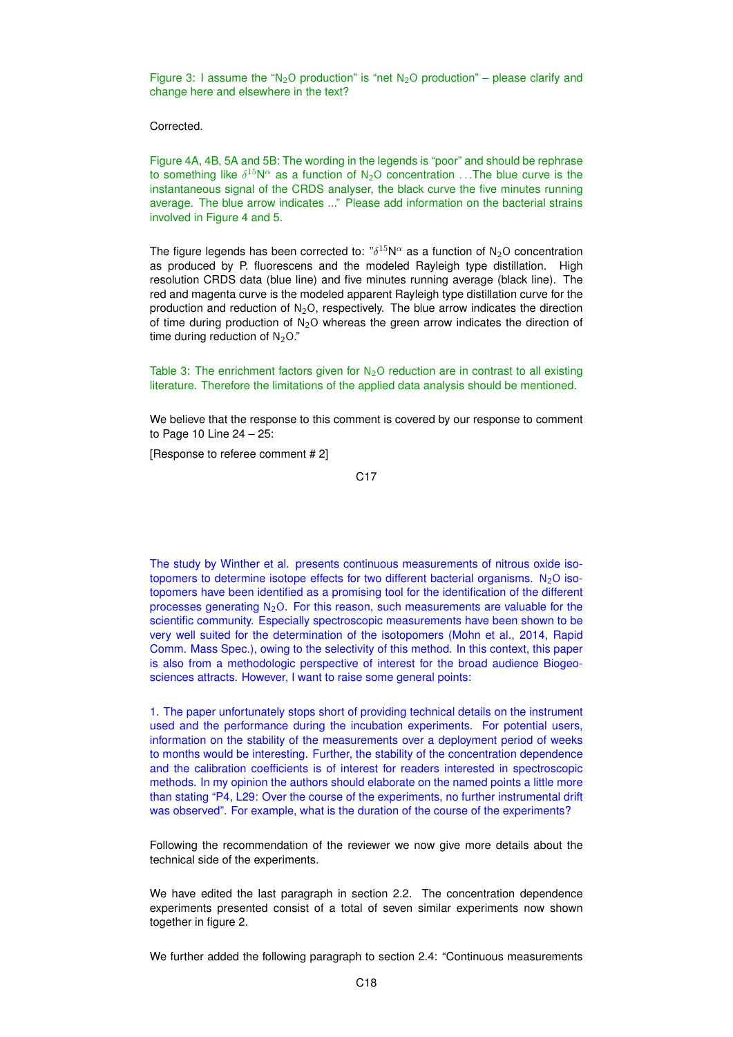Figure 3: I assume the "$N_2O$ production" is "net $N_2O$ production" – please clarify and change here and elsewhere in the text?

Corrected.

Figure 4A, 4B, 5A and 5B: The wording in the legends is "poor" and should be rephrase to something like $\delta^{15}N^{\alpha}$ as a function of $N_2O$ concentration ...The blue curve is the instantaneous signal of the CRDS analyser, the black curve the five minutes running average. The blue arrow indicates ..." Please add information on the bacterial strains involved in Figure 4 and 5.

The figure legends has been corrected to: "$\delta^{15}N^{\alpha}$ as a function of $N_2O$ concentration as produced by P. fluorescens and the modeled Rayleigh type distillation. High resolution CRDS data (blue line) and five minutes running average (black line). The red and magenta curve is the modeled apparent Rayleigh type distillation curve for the production and reduction of $N_2O$, respectively. The blue arrow indicates the direction of time during production of $N_2O$ whereas the green arrow indicates the direction of time during reduction of $N_2O$."

Table 3: The enrichment factors given for $N_2O$ reduction are in contrast to all existing literature. Therefore the limitations of the applied data analysis should be mentioned.

We believe that the response to this comment is covered by our response to comment to Page 10 Line 24 – 25:

[Response to referee comment # 2]

The study by Winther et al. presents continuous measurements of nitrous oxide isotopomers to determine isotope effects for two different bacterial organisms. $N_2O$ isotopomers have been identified as a promising tool for the identification of the different processes generating $N_2O$. For this reason, such measurements are valuable for the scientific community. Especially spectroscopic measurements have been shown to be very well suited for the determination of the isotopomers (Mohn et al., 2014, Rapid Comm. Mass Spec.), owing to the selectivity of this method. In this context, this paper is also from a methodologic perspective of interest for the broad audience Biogeosciences attracts. However, I want to raise some general points:

1. The paper unfortunately stops short of providing technical details on the instrument used and the performance during the incubation experiments. For potential users, information on the stability of the measurements over a deployment period of weeks to months would be interesting. Further, the stability of the concentration dependence and the calibration coefficients is of interest for readers interested in spectroscopic methods. In my opinion the authors should elaborate on the named points a little more than stating "P4, L29: Over the course of the experiments, no further instrumental drift was observed". For example, what is the duration of the course of the experiments?

Following the recommendation of the reviewer we now give more details about the technical side of the experiments.

We have edited the last paragraph in section 2.2. The concentration dependence experiments presented consist of a total of seven similar experiments now shown together in figure 2.

We further added the following paragraph to section 2.4: "Continuous measurements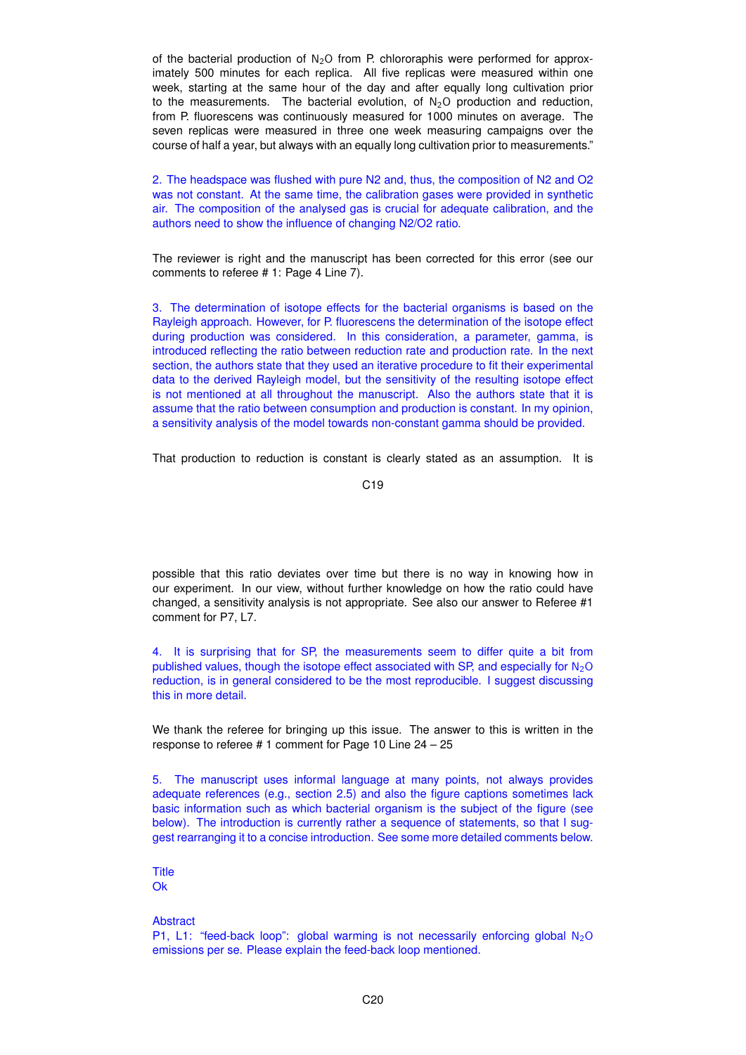of the bacterial production of $N_2O$ from P. chlororaphis were performed for approximately 500 minutes for each replica. All five replicas were measured within one week, starting at the same hour of the day and after equally long cultivation prior to the measurements. The bacterial evolution, of $N_2O$ production and reduction, from P. fluorescens was continuously measured for 1000 minutes on average. The seven replicas were measured in three one week measuring campaigns over the course of half a year, but always with an equally long cultivation prior to measurements."

2. The headspace was flushed with pure N2 and, thus, the composition of N2 and O2 was not constant. At the same time, the calibration gases were provided in synthetic air. The composition of the analysed gas is crucial for adequate calibration, and the authors need to show the influence of changing N2/O2 ratio.

The reviewer is right and the manuscript has been corrected for this error (see our comments to referee # 1: Page 4 Line 7).

3. The determination of isotope effects for the bacterial organisms is based on the Rayleigh approach. However, for P. fluorescens the determination of the isotope effect during production was considered. In this consideration, a parameter, gamma, is introduced reflecting the ratio between reduction rate and production rate. In the next section, the authors state that they used an iterative procedure to fit their experimental data to the derived Rayleigh model, but the sensitivity of the resulting isotope effect is not mentioned at all throughout the manuscript. Also the authors state that it is assume that the ratio between consumption and production is constant. In my opinion, a sensitivity analysis of the model towards non-constant gamma should be provided.

That production to reduction is constant is clearly stated as an assumption. It is possible that this ratio deviates over time but there is no way in knowing how in our experiment. In our view, without further knowledge on how the ratio could have changed, a sensitivity analysis is not appropriate. See also our answer to Referee #1 comment for P7, L7.

4. It is surprising that for SP, the measurements seem to differ quite a bit from published values, though the isotope effect associated with SP, and especially for $N_2O$ reduction, is in general considered to be the most reproducible. I suggest discussing this in more detail.

We thank the referee for bringing up this issue. The answer to this is written in the response to referee # 1 comment for Page 10 Line 24 – 25

5. The manuscript uses informal language at many points, not always provides adequate references (e.g., section 2.5) and also the figure captions sometimes lack basic information such as which bacterial organism is the subject of the figure (see below). The introduction is currently rather a sequence of statements, so that I suggest rearranging it to a concise introduction. See some more detailed comments below.

Title
Ok

Abstract
P1, L1: "feed-back loop": global warming is not necessarily enforcing global $N_2O$ emissions per se. Please explain the feed-back loop mentioned.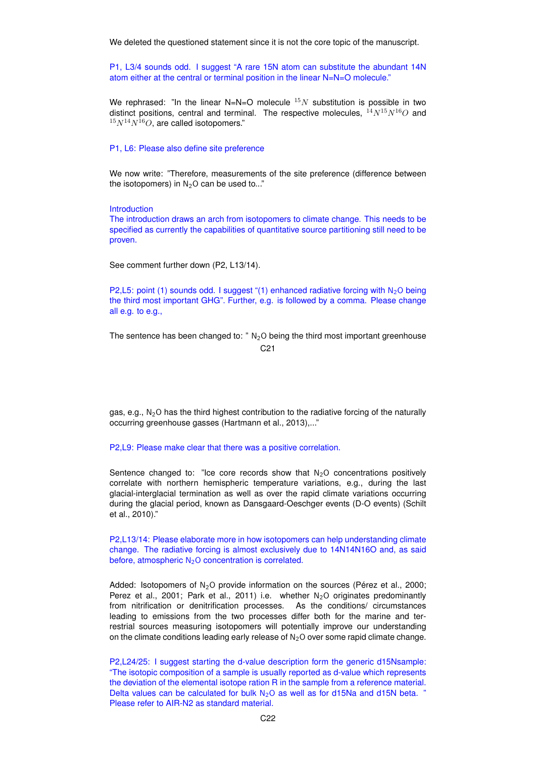We deleted the questioned statement since it is not the core topic of the manuscript.

P1, L3/4 sounds odd. I suggest "A rare 15N atom can substitute the abundant 14N atom either at the central or terminal position in the linear N=N=O molecule."

We rephrased: "In the linear N=N=O molecule $^{15}N$ substitution is possible in two distinct positions, central and terminal. The respective molecules, $^{14}N^{15}N^{16}O$ and $^{15}N^{14}N^{16}O$, are called isotopomers."

P1, L6: Please also define site preference

We now write: "Therefore, measurements of the site preference (difference between the isotopomers) in $N_2O$ can be used to..."

Introduction

The introduction draws an arch from isotopomers to climate change. This needs to be specified as currently the capabilities of quantitative source partitioning still need to be proven.

See comment further down (P2, L13/14).

P2,L5: point (1) sounds odd. I suggest "(1) enhanced radiative forcing with $N_2O$ being the third most important GHG". Further, e.g. is followed by a comma. Please change all e.g. to e.g.,

The sentence has been changed to: " $N_2O$ being the third most important greenhouse gas, e.g., $N_2O$ has the third highest contribution to the radiative forcing of the naturally occurring greenhouse gasses (Hartmann et al., 2013),..."

P2,L9: Please make clear that there was a positive correlation.

Sentence changed to: "Ice core records show that $N_2O$ concentrations positively correlate with northern hemispheric temperature variations, e.g., during the last glacial-interglacial termination as well as over the rapid climate variations occurring during the glacial period, known as Dansgaard-Oeschger events (D-O events) (Schilt et al., 2010)."

P2,L13/14: Please elaborate more in how isotopomers can help understanding climate change. The radiative forcing is almost exclusively due to 14N14N16O and, as said before, atmospheric $N_2O$ concentration is correlated.

Added: Isotopomers of $N_2O$ provide information on the sources (Pérez et al., 2000; Perez et al., 2001; Park et al., 2011) i.e. whether $N_2O$ originates predominantly from nitrification or denitrification processes. As the conditions/ circumstances leading to emissions from the two processes differ both for the marine and terrestrial sources measuring isotopomers will potentially improve our understanding on the climate conditions leading early release of $N_2O$ over some rapid climate change.

P2,L24/25: I suggest starting the d-value description form the generic d15Nsample: "The isotopic composition of a sample is usually reported as d-value which represents the deviation of the elemental isotope ration R in the sample from a reference material. Delta values can be calculated for bulk $N_2O$ as well as for d15Na and d15N beta. " Please refer to AIR-N2 as standard material.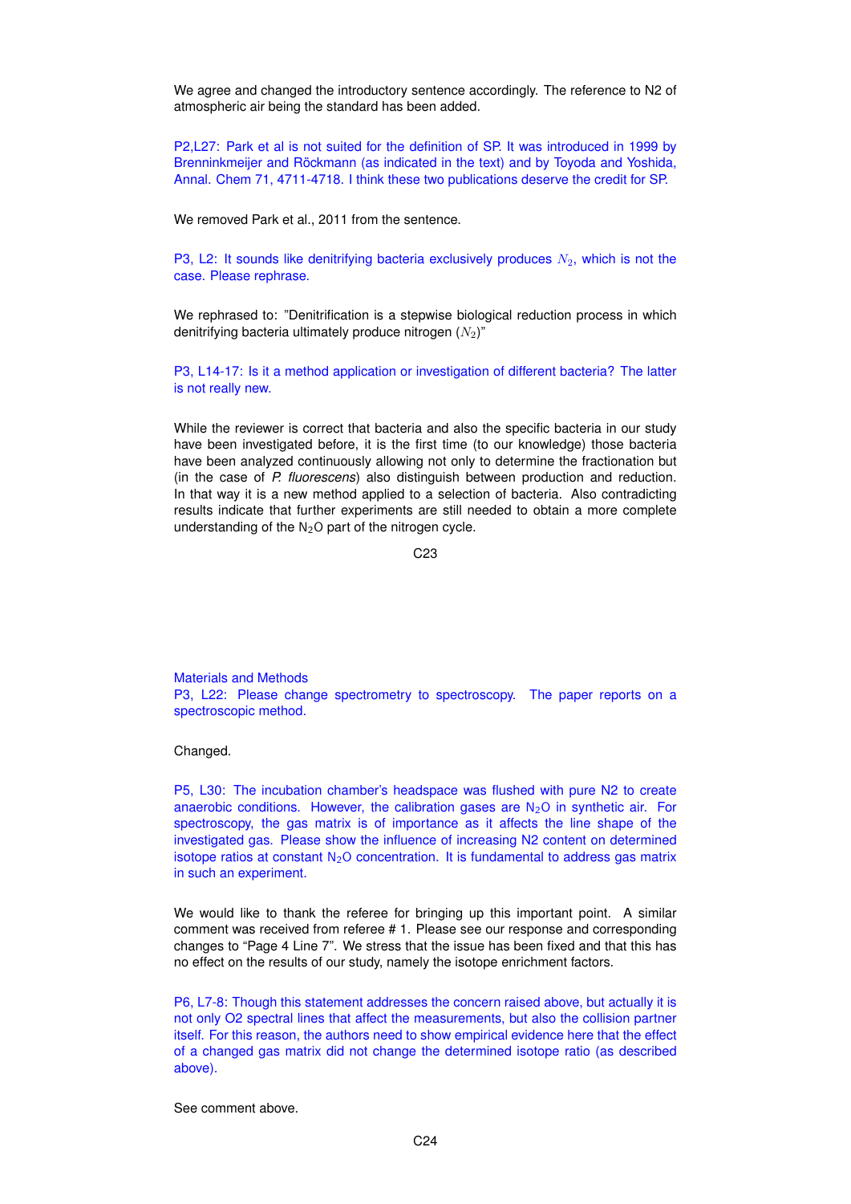We agree and changed the introductory sentence accordingly. The reference to N2 of atmospheric air being the standard has been added.

P2,L27: Park et al is not suited for the definition of SP. It was introduced in 1999 by Brenninkmeijer and Röckmann (as indicated in the text) and by Toyoda and Yoshida, Annal. Chem 71, 4711-4718. I think these two publications deserve the credit for SP.

We removed Park et al., 2011 from the sentence.

P3, L2: It sounds like denitrifying bacteria exclusively produces $N_2$, which is not the case. Please rephrase.

We rephrased to: "Denitrification is a stepwise biological reduction process in which denitrifying bacteria ultimately produce nitrogen ($N_2$)"

P3, L14-17: Is it a method application or investigation of different bacteria? The latter is not really new.

While the reviewer is correct that bacteria and also the specific bacteria in our study have been investigated before, it is the first time (to our knowledge) those bacteria have been analyzed continuously allowing not only to determine the fractionation but (in the case of *P. fluorescens*) also distinguish between production and reduction. In that way it is a new method applied to a selection of bacteria. Also contradicting results indicate that further experiments are still needed to obtain a more complete understanding of the $N_2O$ part of the nitrogen cycle.

Materials and Methods

P3, L22: Please change spectrometry to spectroscopy. The paper reports on a spectroscopic method.

Changed.

P5, L30: The incubation chamber's headspace was flushed with pure N2 to create anaerobic conditions. However, the calibration gases are $N_2O$ in synthetic air. For spectroscopy, the gas matrix is of importance as it affects the line shape of the investigated gas. Please show the influence of increasing N2 content on determined isotope ratios at constant $N_2O$ concentration. It is fundamental to address gas matrix in such an experiment.

We would like to thank the referee for bringing up this important point. A similar comment was received from referee # 1. Please see our response and corresponding changes to "Page 4 Line 7". We stress that the issue has been fixed and that this has no effect on the results of our study, namely the isotope enrichment factors.

P6, L7-8: Though this statement addresses the concern raised above, but actually it is not only O2 spectral lines that affect the measurements, but also the collision partner itself. For this reason, the authors need to show empirical evidence here that the effect of a changed gas matrix did not change the determined isotope ratio (as described above).

See comment above.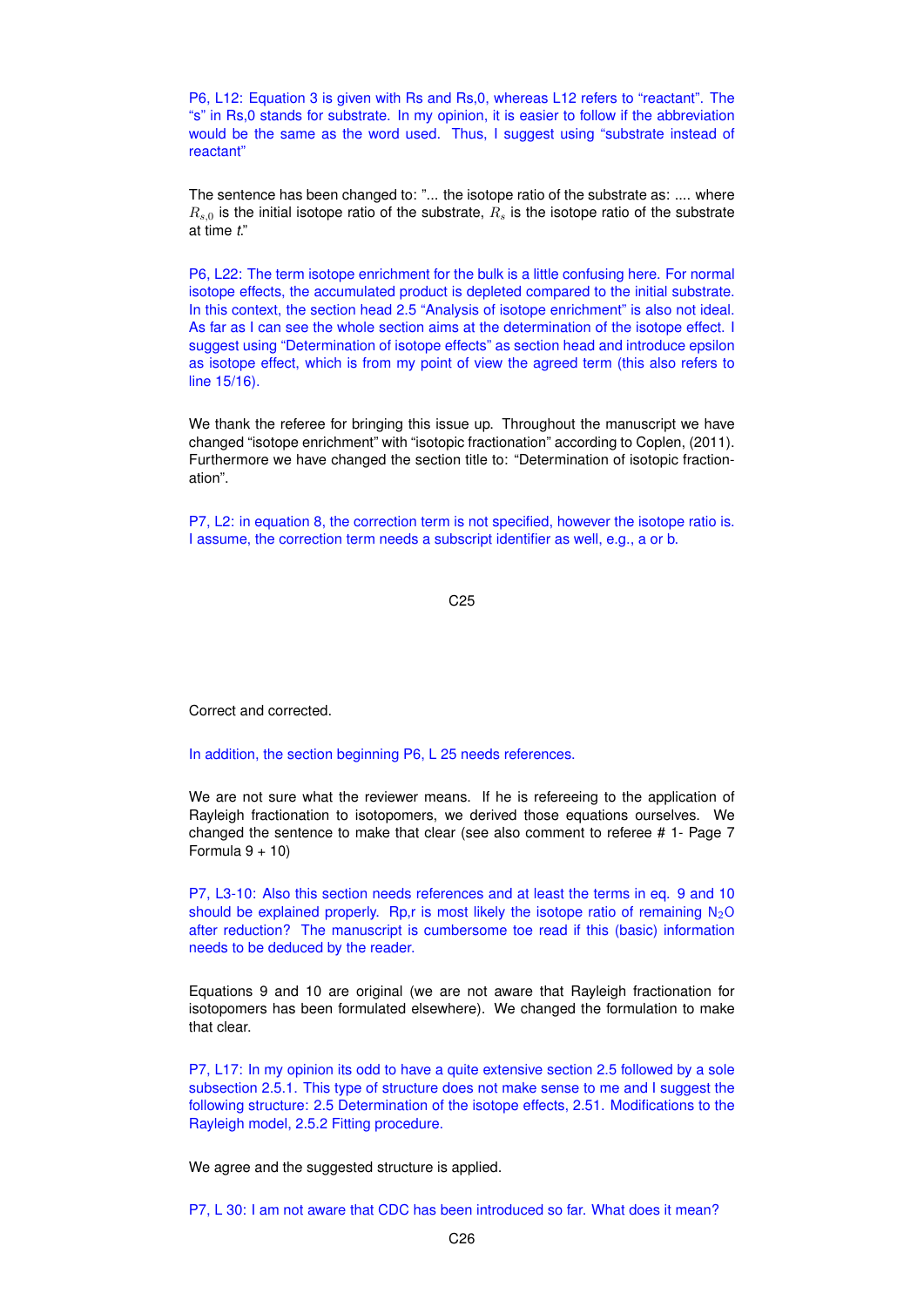P6, L12: Equation 3 is given with Rs and Rs,0, whereas L12 refers to "reactant". The "s" in Rs,0 stands for substrate. In my opinion, it is easier to follow if the abbreviation would be the same as the word used. Thus, I suggest using "substrate instead of reactant"

The sentence has been changed to: "... the isotope ratio of the substrate as: .... where $R_{s,0}$ is the initial isotope ratio of the substrate, $R_s$ is the isotope ratio of the substrate at time *t*."

P6, L22: The term isotope enrichment for the bulk is a little confusing here. For normal isotope effects, the accumulated product is depleted compared to the initial substrate. In this context, the section head 2.5 "Analysis of isotope enrichment" is also not ideal. As far as I can see the whole section aims at the determination of the isotope effect. I suggest using "Determination of isotope effects" as section head and introduce epsilon as isotope effect, which is from my point of view the agreed term (this also refers to line 15/16).

We thank the referee for bringing this issue up. Throughout the manuscript we have changed "isotope enrichment" with "isotopic fractionation" according to Coplen, (2011). Furthermore we have changed the section title to: "Determination of isotopic fractionation".

P7, L2: in equation 8, the correction term is not specified, however the isotope ratio is. I assume, the correction term needs a subscript identifier as well, e.g., a or b.

Correct and corrected.

In addition, the section beginning P6, L 25 needs references.

We are not sure what the reviewer means. If he is refereeing to the application of Rayleigh fractionation to isotopomers, we derived those equations ourselves. We changed the sentence to make that clear (see also comment to referee # 1- Page 7 Formula 9 + 10)

P7, L3-10: Also this section needs references and at least the terms in eq. 9 and 10 should be explained properly. Rp,r is most likely the isotope ratio of remaining $N_2O$ after reduction? The manuscript is cumbersome toe read if this (basic) information needs to be deduced by the reader.

Equations 9 and 10 are original (we are not aware that Rayleigh fractionation for isotopomers has been formulated elsewhere). We changed the formulation to make that clear.

P7, L17: In my opinion its odd to have a quite extensive section 2.5 followed by a sole subsection 2.5.1. This type of structure does not make sense to me and I suggest the following structure: 2.5 Determination of the isotope effects, 2.51. Modifications to the Rayleigh model, 2.5.2 Fitting procedure.

We agree and the suggested structure is applied.

P7, L 30: I am not aware that CDC has been introduced so far. What does it mean?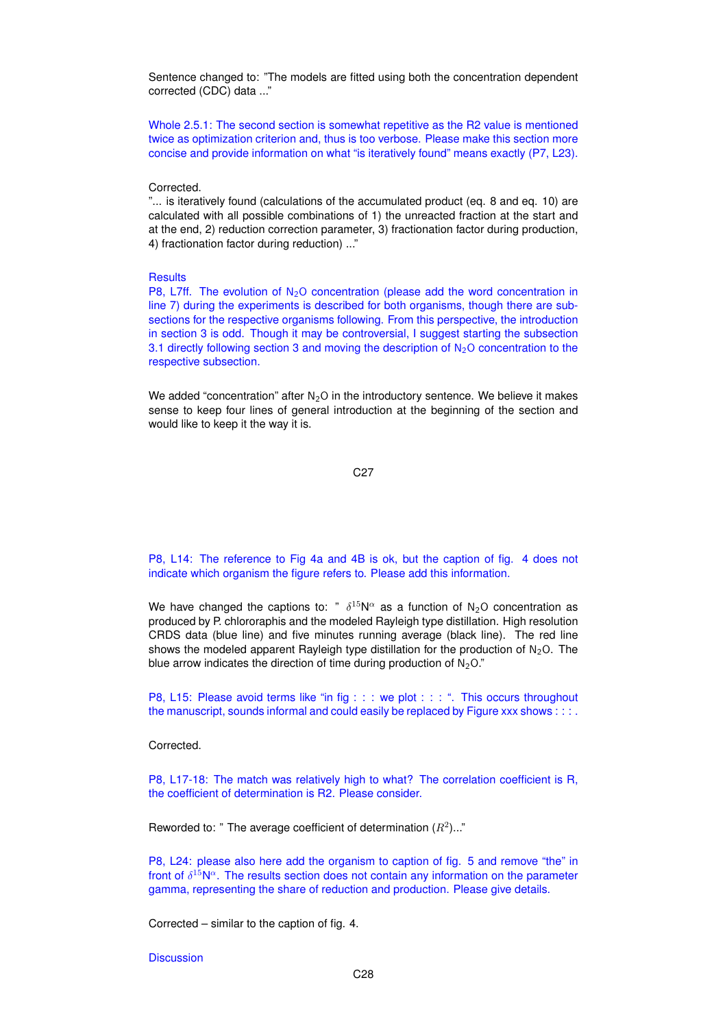Sentence changed to: "The models are fitted using both the concentration dependent corrected (CDC) data ..."

Whole 2.5.1: The second section is somewhat repetitive as the R2 value is mentioned twice as optimization criterion and, thus is too verbose. Please make this section more concise and provide information on what "is iteratively found" means exactly (P7, L23).

Corrected.
"... is iteratively found (calculations of the accumulated product (eq. 8 and eq. 10) are calculated with all possible combinations of 1) the unreacted fraction at the start and at the end, 2) reduction correction parameter, 3) fractionation factor during production, 4) fractionation factor during reduction) ..."

Results
P8, L7ff. The evolution of $N_2O$ concentration (please add the word concentration in line 7) during the experiments is described for both organisms, though there are subsections for the respective organisms following. From this perspective, the introduction in section 3 is odd. Though it may be controversial, I suggest starting the subsection 3.1 directly following section 3 and moving the description of $N_2O$ concentration to the respective subsection.

We added "concentration" after $N_2O$ in the introductory sentence. We believe it makes sense to keep four lines of general introduction at the beginning of the section and would like to keep it the way it is.

P8, L14: The reference to Fig 4a and 4B is ok, but the caption of fig. 4 does not indicate which organism the figure refers to. Please add this information.

We have changed the captions to: " $\delta^{15}N^{\alpha}$ as a function of $N_2O$ concentration as produced by P. chlororaphis and the modeled Rayleigh type distillation. High resolution CRDS data (blue line) and five minutes running average (black line). The red line shows the modeled apparent Rayleigh type distillation for the production of $N_2O$. The blue arrow indicates the direction of time during production of $N_2O$."

P8, L15: Please avoid terms like "in fig . . . we plot . . . ". This occurs throughout the manuscript, sounds informal and could easily be replaced by Figure xxx shows . . . .

Corrected.

P8, L17-18: The match was relatively high to what? The correlation coefficient is R, the coefficient of determination is R2. Please consider.

Reworded to: " The average coefficient of determination ($R^2$)..."

P8, L24: please also here add the organism to caption of fig. 5 and remove "the" in front of $\delta^{15}N^{\alpha}$. The results section does not contain any information on the parameter gamma, representing the share of reduction and production. Please give details.

Corrected – similar to the caption of fig. 4.

Discussion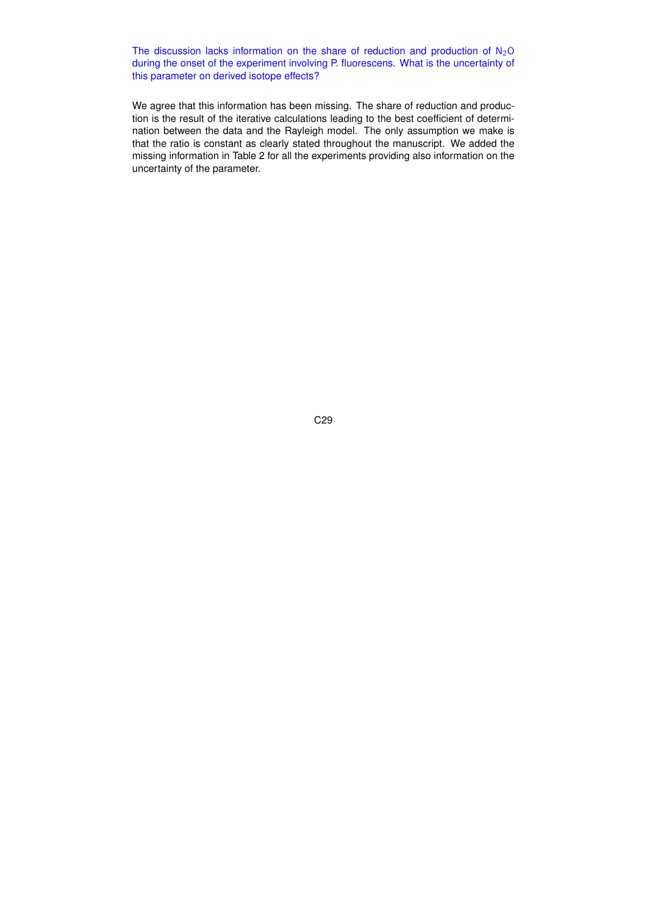The discussion lacks information on the share of reduction and production of $N_2O$ during the onset of the experiment involving P. fluorescens. What is the uncertainty of this parameter on derived isotope effects?

We agree that this information has been missing. The share of reduction and production is the result of the iterative calculations leading to the best coefficient of determination between the data and the Rayleigh model. The only assumption we make is that the ratio is constant as clearly stated throughout the manuscript. We added the missing information in Table 2 for all the experiments providing also information on the uncertainty of the parameter.